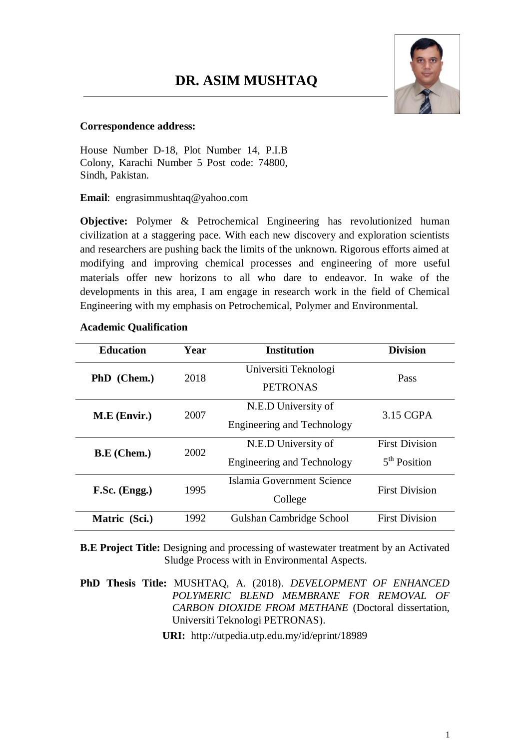# DR. ASIM MUSHTAQ

**Correspondence address:**

House Number D-18, Plot Number 14, P.I.B Colony, Karachi Number 5 Post code: 74800, Sindh, Pakistan.

**Email**: engrasimmushtaq@yahoo.com

**Objective:** Polymer & Petrochemical Engineering has revolutionized human civilization at a staggering pace. With each new discovery and exploration scientists and researchers are pushing back the limits of the unknown. Rigorous efforts aimed at modifying and improving chemical processes and engineering of more useful materials offer new horizons to all who dare to endeavor. In wake of the developments in this area, I am engage in research work in the field of Chemical Engineering with my emphasis on Petrochemical, Polymer and Environmental.

**Academic Qualification**

| Education | Year | Institution | Division |
|---|---|---|---|
| **PhD (Chem.)** | 2018 | Universiti Teknologi PETRONAS | Pass |
| **M.E (Envir.)** | 2007 | N.E.D University of Engineering and Technology | 3.15 CGPA |
| **B.E (Chem.)** | 2002 | N.E.D University of Engineering and Technology | First Division 5th Position |
| **F.Sc. (Engg.)** | 1995 | Islamia Government Science College | First Division |
| **Matric (Sci.)** | 1992 | Gulshan Cambridge School | First Division |

**B.E Project Title:** Designing and processing of wastewater treatment by an Activated Sludge Process with in Environmental Aspects.

**PhD Thesis Title:** MUSHTAQ, A. (2018). *DEVELOPMENT OF ENHANCED POLYMERIC BLEND MEMBRANE FOR REMOVAL OF CARBON DIOXIDE FROM METHANE* (Doctoral dissertation, Universiti Teknologi PETRONAS).

**URI:** http://utpedia.utp.edu.my/id/eprint/18989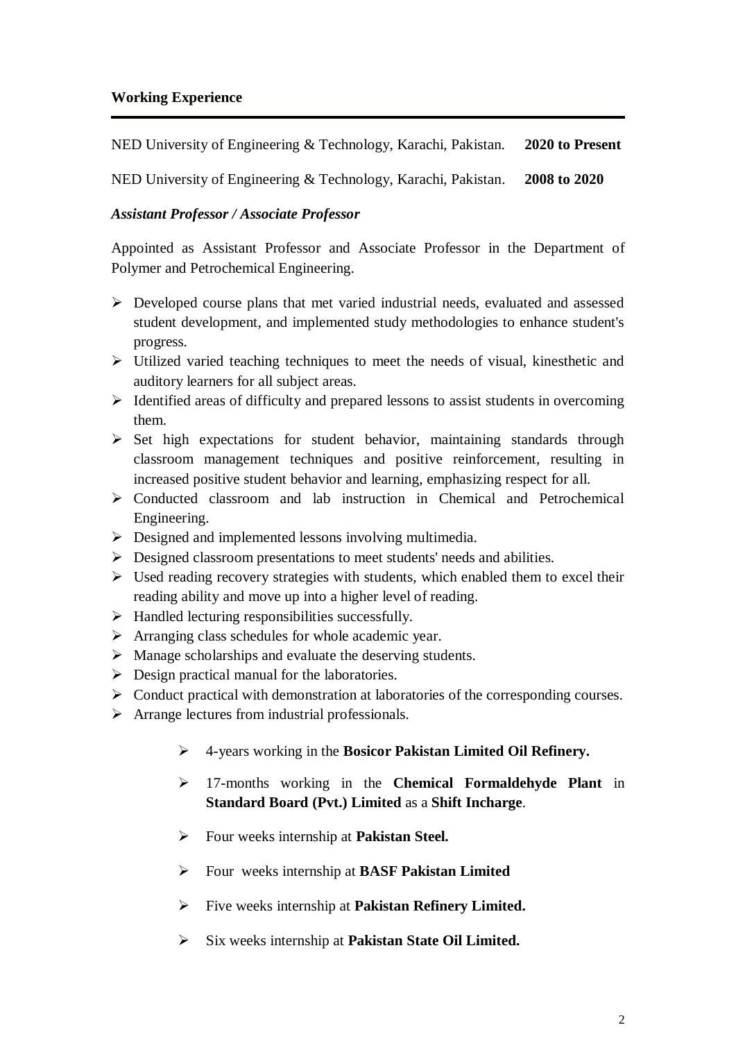## Working Experience

---

NED University of Engineering & Technology, Karachi, Pakistan. **2020 to Present**

NED University of Engineering & Technology, Karachi, Pakistan. **2008 to 2020**

***Assistant Professor / Associate Professor***

Appointed as Assistant Professor and Associate Professor in the Department of Polymer and Petrochemical Engineering.

- Developed course plans that met varied industrial needs, evaluated and assessed student development, and implemented study methodologies to enhance student's progress.
- Utilized varied teaching techniques to meet the needs of visual, kinesthetic and auditory learners for all subject areas.
- Identified areas of difficulty and prepared lessons to assist students in overcoming them.
- Set high expectations for student behavior, maintaining standards through classroom management techniques and positive reinforcement, resulting in increased positive student behavior and learning, emphasizing respect for all.
- Conducted classroom and lab instruction in Chemical and Petrochemical Engineering.
- Designed and implemented lessons involving multimedia.
- Designed classroom presentations to meet students' needs and abilities.
- Used reading recovery strategies with students, which enabled them to excel their reading ability and move up into a higher level of reading.
- Handled lecturing responsibilities successfully.
- Arranging class schedules for whole academic year.
- Manage scholarships and evaluate the deserving students.
- Design practical manual for the laboratories.
- Conduct practical with demonstration at laboratories of the corresponding courses.
- Arrange lectures from industrial professionals.

    - 4-years working in the **Bosicor Pakistan Limited Oil Refinery.**
    - 17-months working in the **Chemical Formaldehyde Plant** in **Standard Board (Pvt.) Limited** as a **Shift Incharge**.
    - Four weeks internship at **Pakistan Steel.**
    - Four weeks internship at **BASF Pakistan Limited**
    - Five weeks internship at **Pakistan Refinery Limited.**
    - Six weeks internship at **Pakistan State Oil Limited.**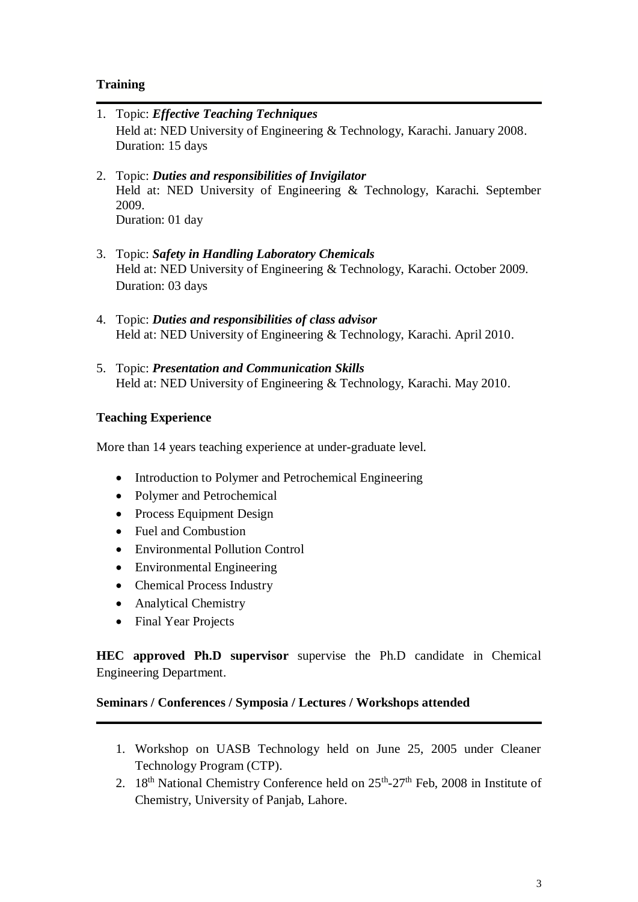## Training

1. Topic: ***Effective Teaching Techniques***
   Held at: NED University of Engineering & Technology, Karachi. January 2008.
   Duration: 15 days

2. Topic: ***Duties and responsibilities of Invigilator***
   Held at: NED University of Engineering & Technology, Karachi. September 2009.
   Duration: 01 day

3. Topic: ***Safety in Handling Laboratory Chemicals***
   Held at: NED University of Engineering & Technology, Karachi. October 2009.
   Duration: 03 days

4. Topic: ***Duties and responsibilities of class advisor***
   Held at: NED University of Engineering & Technology, Karachi. April 2010.

5. Topic: ***Presentation and Communication Skills***
   Held at: NED University of Engineering & Technology, Karachi. May 2010.

## Teaching Experience

More than 14 years teaching experience at under-graduate level.

- Introduction to Polymer and Petrochemical Engineering
- Polymer and Petrochemical
- Process Equipment Design
- Fuel and Combustion
- Environmental Pollution Control
- Environmental Engineering
- Chemical Process Industry
- Analytical Chemistry
- Final Year Projects

**HEC approved Ph.D supervisor** supervise the Ph.D candidate in Chemical Engineering Department.

## Seminars / Conferences / Symposia / Lectures / Workshops attended

1. Workshop on UASB Technology held on June 25, 2005 under Cleaner Technology Program (CTP).
2. 18$^{th}$ National Chemistry Conference held on 25$^{th}$-27$^{th}$ Feb, 2008 in Institute of Chemistry, University of Panjab, Lahore.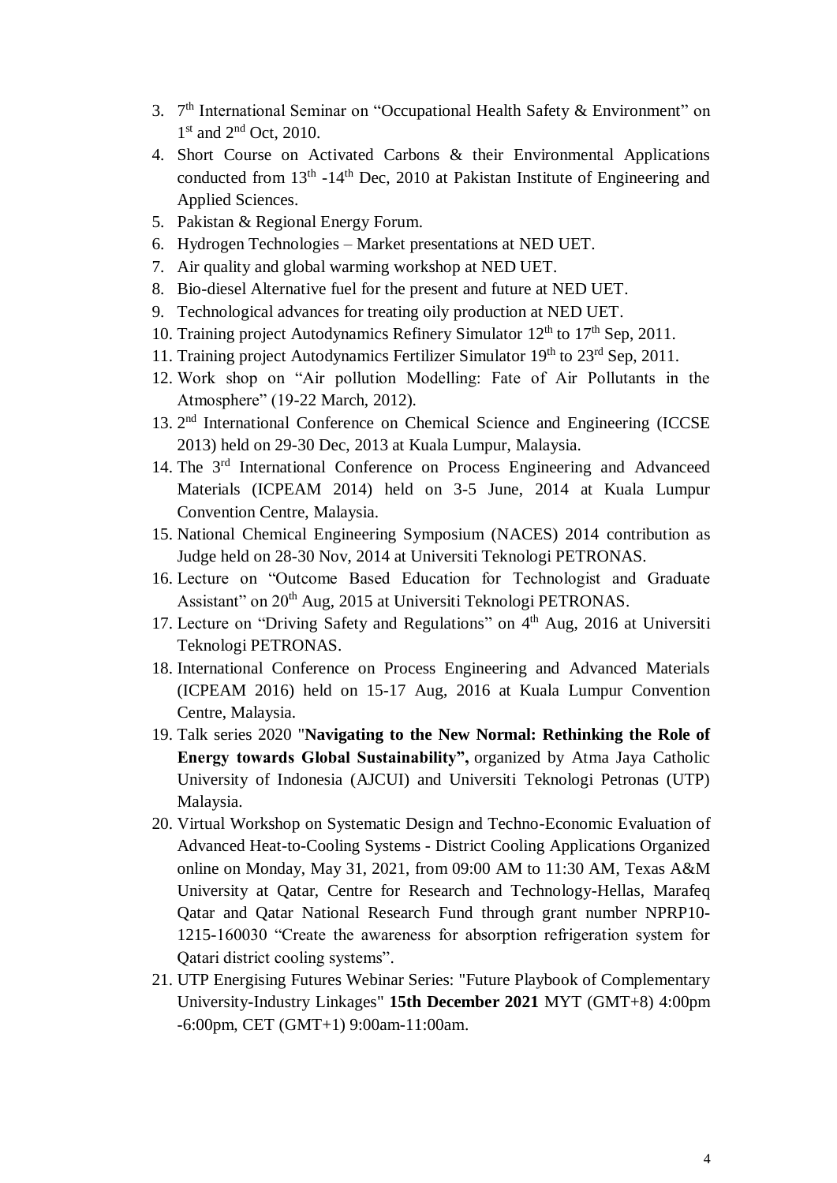3. 7th International Seminar on "Occupational Health Safety & Environment" on 1st and 2nd Oct, 2010.
4. Short Course on Activated Carbons & their Environmental Applications conducted from 13th -14th Dec, 2010 at Pakistan Institute of Engineering and Applied Sciences.
5. Pakistan & Regional Energy Forum.
6. Hydrogen Technologies – Market presentations at NED UET.
7. Air quality and global warming workshop at NED UET.
8. Bio-diesel Alternative fuel for the present and future at NED UET.
9. Technological advances for treating oily production at NED UET.
10. Training project Autodynamics Refinery Simulator 12th to 17th Sep, 2011.
11. Training project Autodynamics Fertilizer Simulator 19th to 23rd Sep, 2011.
12. Work shop on "Air pollution Modelling: Fate of Air Pollutants in the Atmosphere" (19-22 March, 2012).
13. 2nd International Conference on Chemical Science and Engineering (ICCSE 2013) held on 29-30 Dec, 2013 at Kuala Lumpur, Malaysia.
14. The 3rd International Conference on Process Engineering and Advanceed Materials (ICPEAM 2014) held on 3-5 June, 2014 at Kuala Lumpur Convention Centre, Malaysia.
15. National Chemical Engineering Symposium (NACES) 2014 contribution as Judge held on 28-30 Nov, 2014 at Universiti Teknologi PETRONAS.
16. Lecture on "Outcome Based Education for Technologist and Graduate Assistant" on 20th Aug, 2015 at Universiti Teknologi PETRONAS.
17. Lecture on "Driving Safety and Regulations" on 4th Aug, 2016 at Universiti Teknologi PETRONAS.
18. International Conference on Process Engineering and Advanced Materials (ICPEAM 2016) held on 15-17 Aug, 2016 at Kuala Lumpur Convention Centre, Malaysia.
19. Talk series 2020 "**Navigating to the New Normal: Rethinking the Role of Energy towards Global Sustainability",** organized by Atma Jaya Catholic University of Indonesia (AJCUI) and Universiti Teknologi Petronas (UTP) Malaysia.
20. Virtual Workshop on Systematic Design and Techno-Economic Evaluation of Advanced Heat-to-Cooling Systems - District Cooling Applications Organized online on Monday, May 31, 2021, from 09:00 AM to 11:30 AM, Texas A&M University at Qatar, Centre for Research and Technology-Hellas, Marafeq Qatar and Qatar National Research Fund through grant number NPRP10-1215-160030 "Create the awareness for absorption refrigeration system for Qatari district cooling systems".
21. UTP Energising Futures Webinar Series: "Future Playbook of Complementary University-Industry Linkages" **15th December 2021** MYT (GMT+8) 4:00pm -6:00pm, CET (GMT+1) 9:00am-11:00am.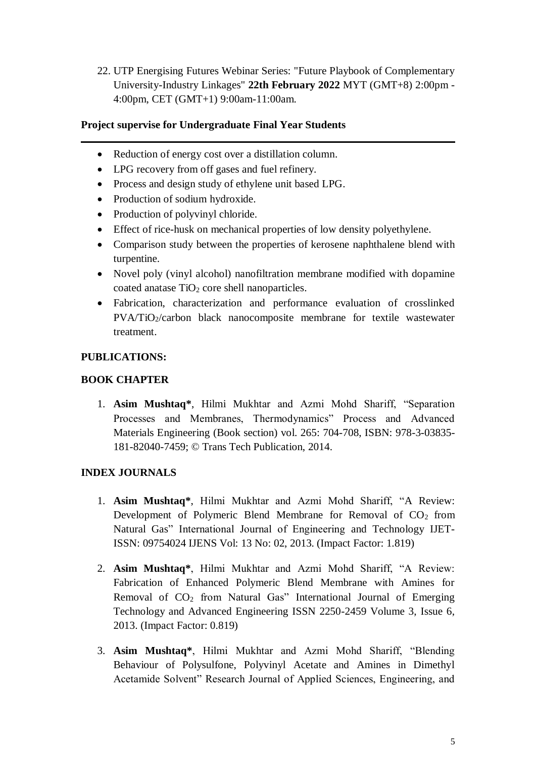22. UTP Energising Futures Webinar Series: "Future Playbook of Complementary University-Industry Linkages" **22th February 2022** MYT (GMT+8) 2:00pm - 4:00pm, CET (GMT+1) 9:00am-11:00am.

**Project supervise for Undergraduate Final Year Students**

---

- Reduction of energy cost over a distillation column.
- LPG recovery from off gases and fuel refinery.
- Process and design study of ethylene unit based LPG.
- Production of sodium hydroxide.
- Production of polyvinyl chloride.
- Effect of rice-husk on mechanical properties of low density polyethylene.
- Comparison study between the properties of kerosene naphthalene blend with turpentine.
- Novel poly (vinyl alcohol) nanofiltration membrane modified with dopamine coated anatase $TiO_2$ core shell nanoparticles.
- Fabrication, characterization and performance evaluation of crosslinked PVA/$TiO_2$/carbon black nanocomposite membrane for textile wastewater treatment.

**PUBLICATIONS:**

**BOOK CHAPTER**

1. **Asim Mushtaq***, Hilmi Mukhtar and Azmi Mohd Shariff, "Separation Processes and Membranes, Thermodynamics" Process and Advanced Materials Engineering (Book section) vol. 265: 704-708, ISBN: 978-3-03835-181-82040-7459; © Trans Tech Publication, 2014.

**INDEX JOURNALS**

1. **Asim Mushtaq***, Hilmi Mukhtar and Azmi Mohd Shariff, "A Review: Development of Polymeric Blend Membrane for Removal of $CO_2$ from Natural Gas" International Journal of Engineering and Technology IJET-ISSN: 09754024 IJENS Vol: 13 No: 02, 2013. (Impact Factor: 1.819)

2. **Asim Mushtaq***, Hilmi Mukhtar and Azmi Mohd Shariff, "A Review: Fabrication of Enhanced Polymeric Blend Membrane with Amines for Removal of $CO_2$ from Natural Gas" International Journal of Emerging Technology and Advanced Engineering ISSN 2250-2459 Volume 3, Issue 6, 2013. (Impact Factor: 0.819)

3. **Asim Mushtaq***, Hilmi Mukhtar and Azmi Mohd Shariff, "Blending Behaviour of Polysulfone, Polyvinyl Acetate and Amines in Dimethyl Acetamide Solvent" Research Journal of Applied Sciences, Engineering, and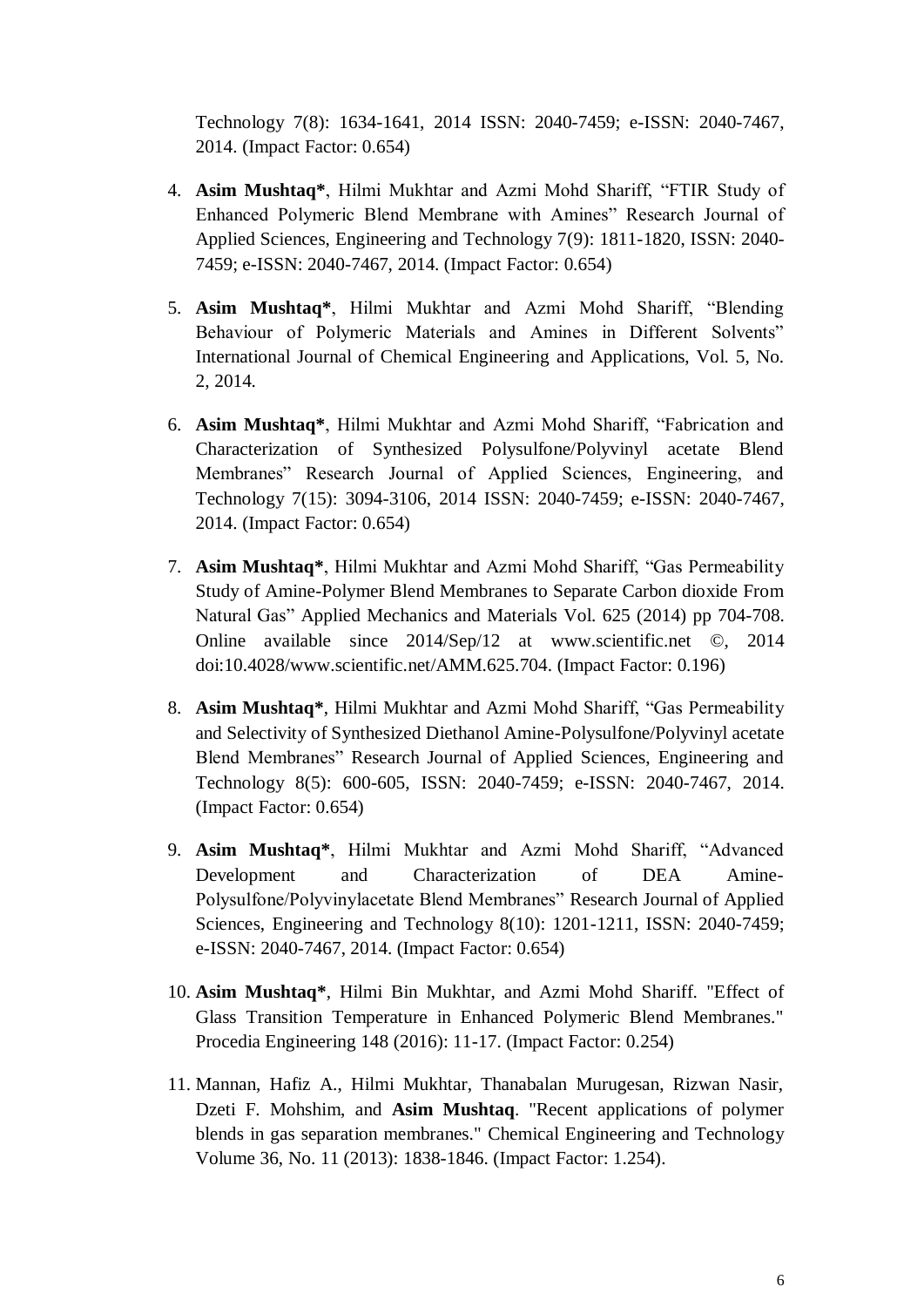Technology 7(8): 1634-1641, 2014 ISSN: 2040-7459; e-ISSN: 2040-7467, 2014. (Impact Factor: 0.654)

4. **Asim Mushtaq***, Hilmi Mukhtar and Azmi Mohd Shariff, "FTIR Study of Enhanced Polymeric Blend Membrane with Amines" Research Journal of Applied Sciences, Engineering and Technology 7(9): 1811-1820, ISSN: 2040-7459; e-ISSN: 2040-7467, 2014. (Impact Factor: 0.654)

5. **Asim Mushtaq***, Hilmi Mukhtar and Azmi Mohd Shariff, "Blending Behaviour of Polymeric Materials and Amines in Different Solvents" International Journal of Chemical Engineering and Applications, Vol. 5, No. 2, 2014.

6. **Asim Mushtaq***, Hilmi Mukhtar and Azmi Mohd Shariff, "Fabrication and Characterization of Synthesized Polysulfone/Polyvinyl acetate Blend Membranes" Research Journal of Applied Sciences, Engineering, and Technology 7(15): 3094-3106, 2014 ISSN: 2040-7459; e-ISSN: 2040-7467, 2014. (Impact Factor: 0.654)

7. **Asim Mushtaq***, Hilmi Mukhtar and Azmi Mohd Shariff, "Gas Permeability Study of Amine-Polymer Blend Membranes to Separate Carbon dioxide From Natural Gas" Applied Mechanics and Materials Vol. 625 (2014) pp 704-708. Online available since 2014/Sep/12 at www.scientific.net ©, 2014 doi:10.4028/www.scientific.net/AMM.625.704. (Impact Factor: 0.196)

8. **Asim Mushtaq***, Hilmi Mukhtar and Azmi Mohd Shariff, "Gas Permeability and Selectivity of Synthesized Diethanol Amine-Polysulfone/Polyvinyl acetate Blend Membranes" Research Journal of Applied Sciences, Engineering and Technology 8(5): 600-605, ISSN: 2040-7459; e-ISSN: 2040-7467, 2014. (Impact Factor: 0.654)

9. **Asim Mushtaq***, Hilmi Mukhtar and Azmi Mohd Shariff, "Advanced Development and Characterization of DEA Amine-Polysulfone/Polyvinylacetate Blend Membranes" Research Journal of Applied Sciences, Engineering and Technology 8(10): 1201-1211, ISSN: 2040-7459; e-ISSN: 2040-7467, 2014. (Impact Factor: 0.654)

10. **Asim Mushtaq***, Hilmi Bin Mukhtar, and Azmi Mohd Shariff. "Effect of Glass Transition Temperature in Enhanced Polymeric Blend Membranes." Procedia Engineering 148 (2016): 11-17. (Impact Factor: 0.254)

11. Mannan, Hafiz A., Hilmi Mukhtar, Thanabalan Murugesan, Rizwan Nasir, Dzeti F. Mohshim, and **Asim Mushtaq**. "Recent applications of polymer blends in gas separation membranes." Chemical Engineering and Technology Volume 36, No. 11 (2013): 1838-1846. (Impact Factor: 1.254).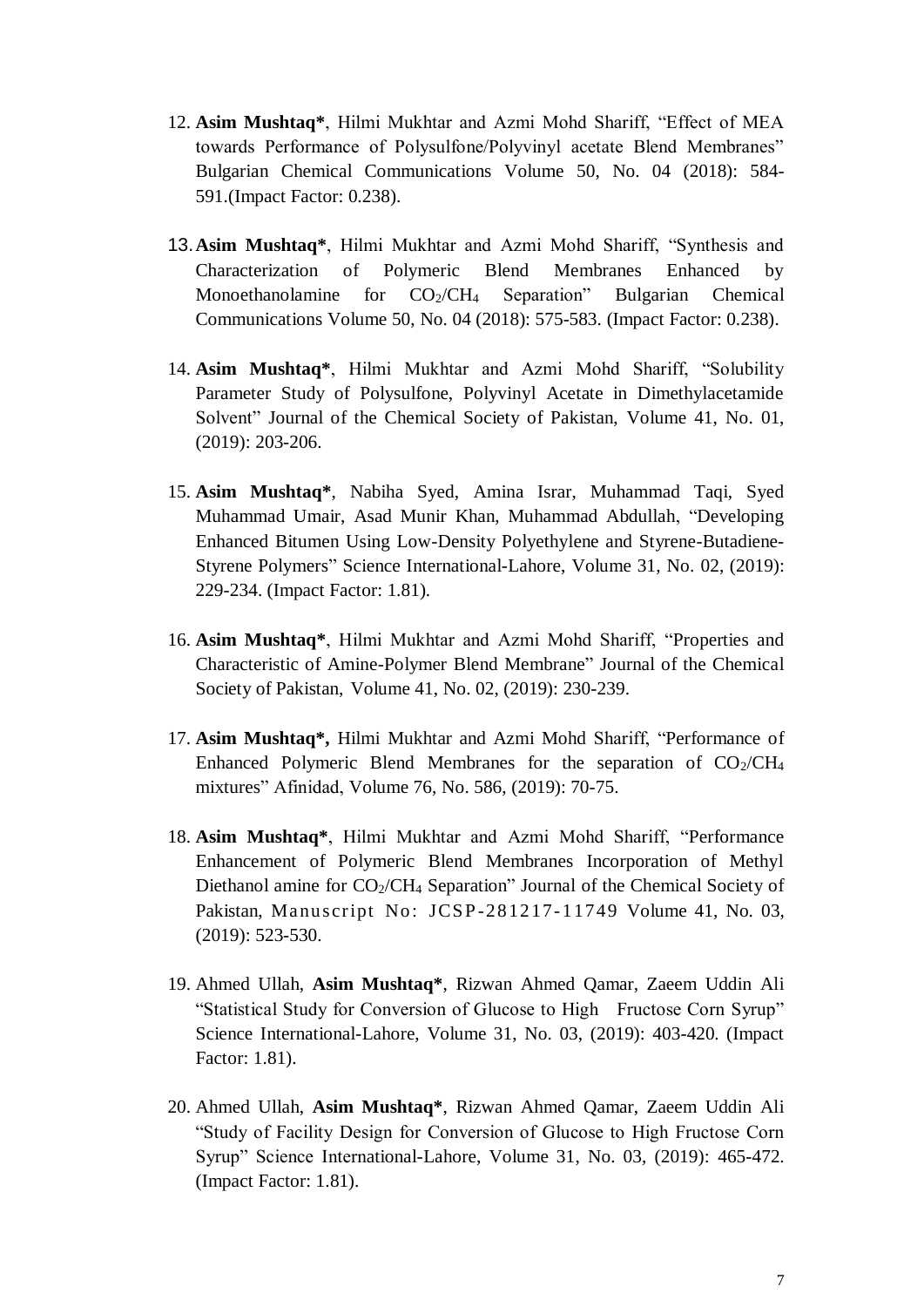12. **Asim Mushtaq***, Hilmi Mukhtar and Azmi Mohd Shariff, "Effect of MEA towards Performance of Polysulfone/Polyvinyl acetate Blend Membranes" Bulgarian Chemical Communications Volume 50, No. 04 (2018): 584-591.(Impact Factor: 0.238).

13. **Asim Mushtaq***, Hilmi Mukhtar and Azmi Mohd Shariff, "Synthesis and Characterization of Polymeric Blend Membranes Enhanced by Monoethanolamine for $CO_2/CH_4$ Separation" Bulgarian Chemical Communications Volume 50, No. 04 (2018): 575-583. (Impact Factor: 0.238).

14. **Asim Mushtaq***, Hilmi Mukhtar and Azmi Mohd Shariff, "Solubility Parameter Study of Polysulfone, Polyvinyl Acetate in Dimethylacetamide Solvent" Journal of the Chemical Society of Pakistan, Volume 41, No. 01, (2019): 203-206.

15. **Asim Mushtaq***, Nabiha Syed, Amina Israr, Muhammad Taqi, Syed Muhammad Umair, Asad Munir Khan, Muhammad Abdullah, "Developing Enhanced Bitumen Using Low-Density Polyethylene and Styrene-Butadiene-Styrene Polymers" Science International-Lahore, Volume 31, No. 02, (2019): 229-234. (Impact Factor: 1.81).

16. **Asim Mushtaq***, Hilmi Mukhtar and Azmi Mohd Shariff, "Properties and Characteristic of Amine-Polymer Blend Membrane" Journal of the Chemical Society of Pakistan, Volume 41, No. 02, (2019): 230-239.

17. **Asim Mushtaq***, Hilmi Mukhtar and Azmi Mohd Shariff, "Performance of Enhanced Polymeric Blend Membranes for the separation of $CO_2/CH_4$ mixtures" Afinidad, Volume 76, No. 586, (2019): 70-75.

18. **Asim Mushtaq***, Hilmi Mukhtar and Azmi Mohd Shariff, "Performance Enhancement of Polymeric Blend Membranes Incorporation of Methyl Diethanol amine for $CO_2/CH_4$ Separation" Journal of the Chemical Society of Pakistan, Manuscript No: JCSP-281217-11749 Volume 41, No. 03, (2019): 523-530.

19. Ahmed Ullah, **Asim Mushtaq***, Rizwan Ahmed Qamar, Zaeem Uddin Ali "Statistical Study for Conversion of Glucose to High Fructose Corn Syrup" Science International-Lahore, Volume 31, No. 03, (2019): 403-420. (Impact Factor: 1.81).

20. Ahmed Ullah, **Asim Mushtaq***, Rizwan Ahmed Qamar, Zaeem Uddin Ali "Study of Facility Design for Conversion of Glucose to High Fructose Corn Syrup" Science International-Lahore, Volume 31, No. 03, (2019): 465-472. (Impact Factor: 1.81).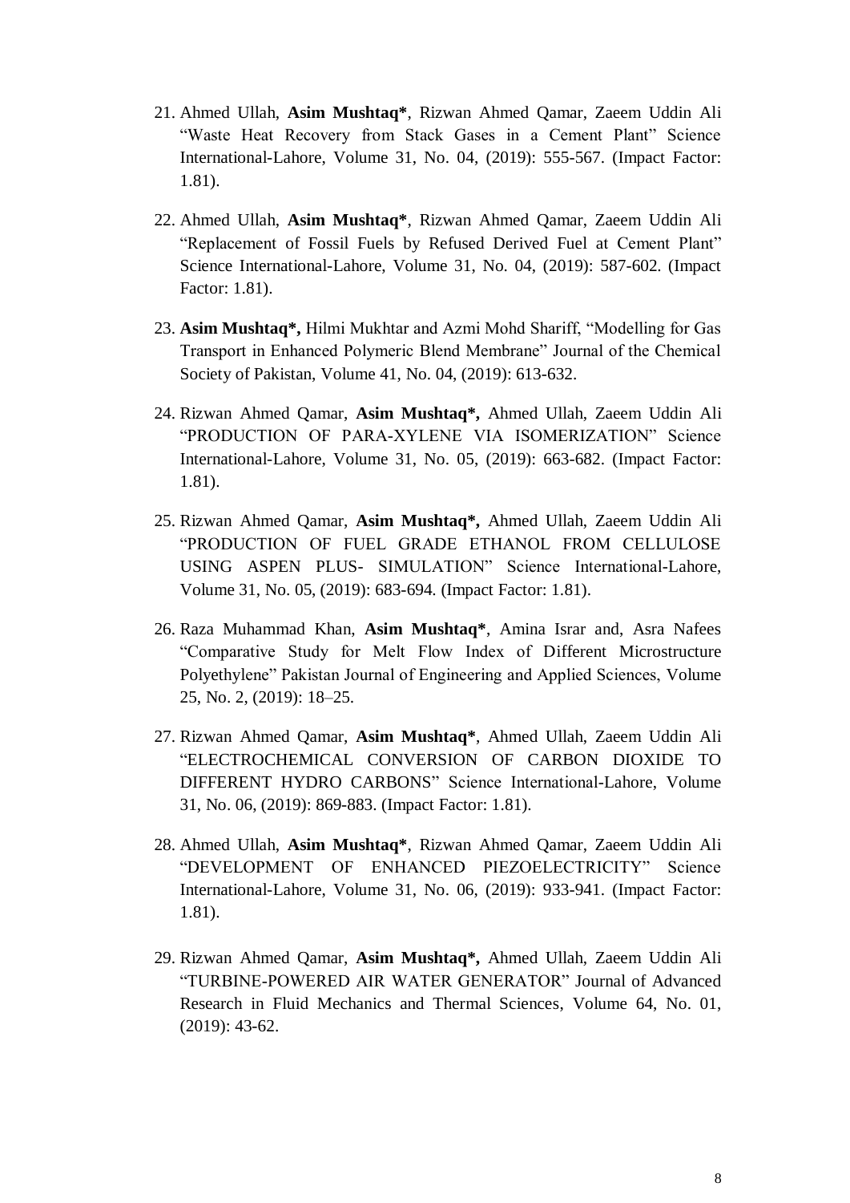21. Ahmed Ullah, **Asim Mushtaq***, Rizwan Ahmed Qamar, Zaeem Uddin Ali "Waste Heat Recovery from Stack Gases in a Cement Plant" Science International-Lahore, Volume 31, No. 04, (2019): 555-567. (Impact Factor: 1.81).

22. Ahmed Ullah, **Asim Mushtaq***, Rizwan Ahmed Qamar, Zaeem Uddin Ali "Replacement of Fossil Fuels by Refused Derived Fuel at Cement Plant" Science International-Lahore, Volume 31, No. 04, (2019): 587-602. (Impact Factor: 1.81).

23. **Asim Mushtaq*,** Hilmi Mukhtar and Azmi Mohd Shariff, "Modelling for Gas Transport in Enhanced Polymeric Blend Membrane" Journal of the Chemical Society of Pakistan, Volume 41, No. 04, (2019): 613-632.

24. Rizwan Ahmed Qamar, **Asim Mushtaq*,** Ahmed Ullah, Zaeem Uddin Ali "PRODUCTION OF PARA-XYLENE VIA ISOMERIZATION" Science International-Lahore, Volume 31, No. 05, (2019): 663-682. (Impact Factor: 1.81).

25. Rizwan Ahmed Qamar, **Asim Mushtaq*,** Ahmed Ullah, Zaeem Uddin Ali "PRODUCTION OF FUEL GRADE ETHANOL FROM CELLULOSE USING ASPEN PLUS- SIMULATION" Science International-Lahore, Volume 31, No. 05, (2019): 683-694. (Impact Factor: 1.81).

26. Raza Muhammad Khan, **Asim Mushtaq***, Amina Israr and, Asra Nafees "Comparative Study for Melt Flow Index of Different Microstructure Polyethylene" Pakistan Journal of Engineering and Applied Sciences, Volume 25, No. 2, (2019): 18–25.

27. Rizwan Ahmed Qamar, **Asim Mushtaq***, Ahmed Ullah, Zaeem Uddin Ali "ELECTROCHEMICAL CONVERSION OF CARBON DIOXIDE TO DIFFERENT HYDRO CARBONS" Science International-Lahore, Volume 31, No. 06, (2019): 869-883. (Impact Factor: 1.81).

28. Ahmed Ullah, **Asim Mushtaq***, Rizwan Ahmed Qamar, Zaeem Uddin Ali "DEVELOPMENT OF ENHANCED PIEZOELECTRICITY" Science International-Lahore, Volume 31, No. 06, (2019): 933-941. (Impact Factor: 1.81).

29. Rizwan Ahmed Qamar, **Asim Mushtaq*,** Ahmed Ullah, Zaeem Uddin Ali "TURBINE-POWERED AIR WATER GENERATOR" Journal of Advanced Research in Fluid Mechanics and Thermal Sciences, Volume 64, No. 01, (2019): 43-62.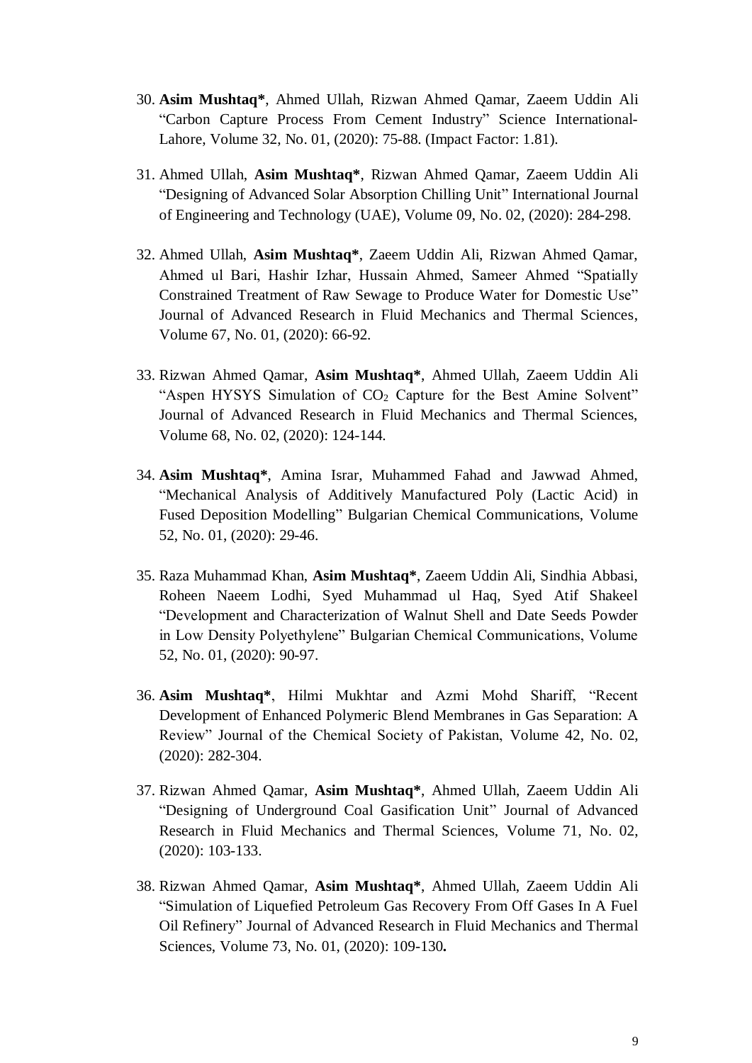30. **Asim Mushtaq***, Ahmed Ullah, Rizwan Ahmed Qamar, Zaeem Uddin Ali "Carbon Capture Process From Cement Industry" Science International-Lahore, Volume 32, No. 01, (2020): 75-88. (Impact Factor: 1.81).

31. Ahmed Ullah, **Asim Mushtaq***, Rizwan Ahmed Qamar, Zaeem Uddin Ali "Designing of Advanced Solar Absorption Chilling Unit" International Journal of Engineering and Technology (UAE), Volume 09, No. 02, (2020): 284-298.

32. Ahmed Ullah, **Asim Mushtaq***, Zaeem Uddin Ali, Rizwan Ahmed Qamar, Ahmed ul Bari, Hashir Izhar, Hussain Ahmed, Sameer Ahmed "Spatially Constrained Treatment of Raw Sewage to Produce Water for Domestic Use" Journal of Advanced Research in Fluid Mechanics and Thermal Sciences, Volume 67, No. 01, (2020): 66-92.

33. Rizwan Ahmed Qamar, **Asim Mushtaq***, Ahmed Ullah, Zaeem Uddin Ali "Aspen HYSYS Simulation of $CO_2$ Capture for the Best Amine Solvent" Journal of Advanced Research in Fluid Mechanics and Thermal Sciences, Volume 68, No. 02, (2020): 124-144.

34. **Asim Mushtaq***, Amina Israr, Muhammed Fahad and Jawwad Ahmed, "Mechanical Analysis of Additively Manufactured Poly (Lactic Acid) in Fused Deposition Modelling" Bulgarian Chemical Communications, Volume 52, No. 01, (2020): 29-46.

35. Raza Muhammad Khan, **Asim Mushtaq***, Zaeem Uddin Ali, Sindhia Abbasi, Roheen Naeem Lodhi, Syed Muhammad ul Haq, Syed Atif Shakeel "Development and Characterization of Walnut Shell and Date Seeds Powder in Low Density Polyethylene" Bulgarian Chemical Communications, Volume 52, No. 01, (2020): 90-97.

36. **Asim Mushtaq***, Hilmi Mukhtar and Azmi Mohd Shariff, "Recent Development of Enhanced Polymeric Blend Membranes in Gas Separation: A Review" Journal of the Chemical Society of Pakistan, Volume 42, No. 02, (2020): 282-304.

37. Rizwan Ahmed Qamar, **Asim Mushtaq***, Ahmed Ullah, Zaeem Uddin Ali "Designing of Underground Coal Gasification Unit" Journal of Advanced Research in Fluid Mechanics and Thermal Sciences, Volume 71, No. 02, (2020): 103-133.

38. Rizwan Ahmed Qamar, **Asim Mushtaq***, Ahmed Ullah, Zaeem Uddin Ali "Simulation of Liquefied Petroleum Gas Recovery From Off Gases In A Fuel Oil Refinery" Journal of Advanced Research in Fluid Mechanics and Thermal Sciences, Volume 73, No. 01, (2020): 109-130**.**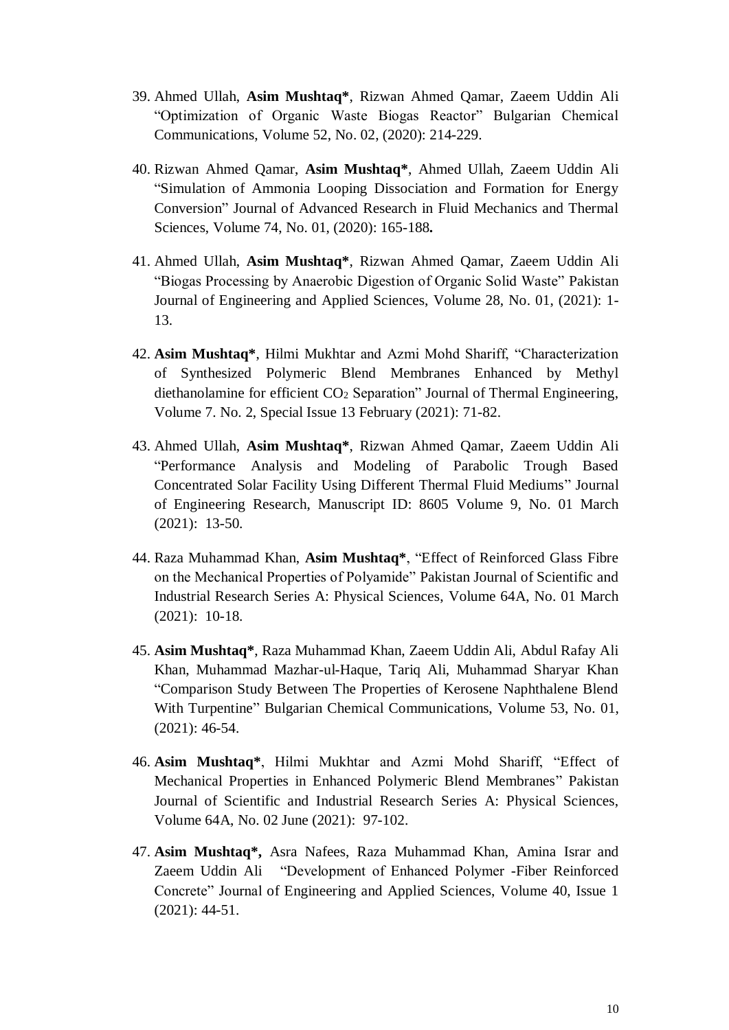39. Ahmed Ullah, **Asim Mushtaq***, Rizwan Ahmed Qamar, Zaeem Uddin Ali "Optimization of Organic Waste Biogas Reactor" Bulgarian Chemical Communications, Volume 52, No. 02, (2020): 214-229.

40. Rizwan Ahmed Qamar, **Asim Mushtaq***, Ahmed Ullah, Zaeem Uddin Ali "Simulation of Ammonia Looping Dissociation and Formation for Energy Conversion" Journal of Advanced Research in Fluid Mechanics and Thermal Sciences, Volume 74, No. 01, (2020): 165-188**.**

41. Ahmed Ullah, **Asim Mushtaq***, Rizwan Ahmed Qamar, Zaeem Uddin Ali "Biogas Processing by Anaerobic Digestion of Organic Solid Waste" Pakistan Journal of Engineering and Applied Sciences, Volume 28, No. 01, (2021): 1-13.

42. **Asim Mushtaq***, Hilmi Mukhtar and Azmi Mohd Shariff, "Characterization of Synthesized Polymeric Blend Membranes Enhanced by Methyl diethanolamine for efficient $CO_2$ Separation" Journal of Thermal Engineering, Volume 7. No. 2, Special Issue 13 February (2021): 71-82.

43. Ahmed Ullah, **Asim Mushtaq***, Rizwan Ahmed Qamar, Zaeem Uddin Ali "Performance Analysis and Modeling of Parabolic Trough Based Concentrated Solar Facility Using Different Thermal Fluid Mediums" Journal of Engineering Research, Manuscript ID: 8605 Volume 9, No. 01 March (2021): 13-50.

44. Raza Muhammad Khan, **Asim Mushtaq***, "Effect of Reinforced Glass Fibre on the Mechanical Properties of Polyamide" Pakistan Journal of Scientific and Industrial Research Series A: Physical Sciences, Volume 64A, No. 01 March (2021): 10-18.

45. **Asim Mushtaq***, Raza Muhammad Khan, Zaeem Uddin Ali, Abdul Rafay Ali Khan, Muhammad Mazhar-ul-Haque, Tariq Ali, Muhammad Sharyar Khan "Comparison Study Between The Properties of Kerosene Naphthalene Blend With Turpentine" Bulgarian Chemical Communications, Volume 53, No. 01, (2021): 46-54.

46. **Asim Mushtaq***, Hilmi Mukhtar and Azmi Mohd Shariff, "Effect of Mechanical Properties in Enhanced Polymeric Blend Membranes" Pakistan Journal of Scientific and Industrial Research Series A: Physical Sciences, Volume 64A, No. 02 June (2021): 97-102.

47. **Asim Mushtaq*,** Asra Nafees, Raza Muhammad Khan, Amina Israr and Zaeem Uddin Ali "Development of Enhanced Polymer -Fiber Reinforced Concrete" Journal of Engineering and Applied Sciences, Volume 40, Issue 1 (2021): 44-51.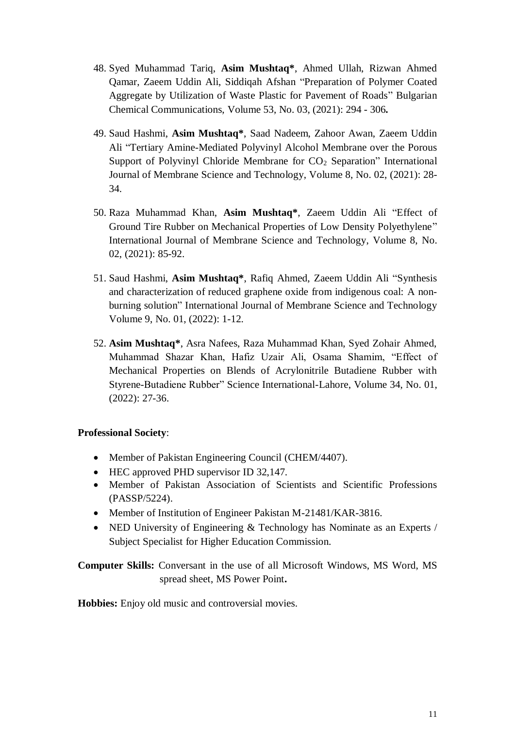48. Syed Muhammad Tariq, **Asim Mushtaq***, Ahmed Ullah, Rizwan Ahmed Qamar, Zaeem Uddin Ali, Siddiqah Afshan "Preparation of Polymer Coated Aggregate by Utilization of Waste Plastic for Pavement of Roads" Bulgarian Chemical Communications, Volume 53, No. 03, (2021): 294 - 306**.**

49. Saud Hashmi, **Asim Mushtaq***, Saad Nadeem, Zahoor Awan, Zaeem Uddin Ali "Tertiary Amine-Mediated Polyvinyl Alcohol Membrane over the Porous Support of Polyvinyl Chloride Membrane for $CO_2$ Separation" International Journal of Membrane Science and Technology, Volume 8, No. 02, (2021): 28-34.

50. Raza Muhammad Khan, **Asim Mushtaq***, Zaeem Uddin Ali "Effect of Ground Tire Rubber on Mechanical Properties of Low Density Polyethylene" International Journal of Membrane Science and Technology, Volume 8, No. 02, (2021): 85-92.

51. Saud Hashmi, **Asim Mushtaq***, Rafiq Ahmed, Zaeem Uddin Ali "Synthesis and characterization of reduced graphene oxide from indigenous coal: A non-burning solution" International Journal of Membrane Science and Technology Volume 9, No. 01, (2022): 1-12.

52. **Asim Mushtaq***, Asra Nafees, Raza Muhammad Khan, Syed Zohair Ahmed, Muhammad Shazar Khan, Hafiz Uzair Ali, Osama Shamim, "Effect of Mechanical Properties on Blends of Acrylonitrile Butadiene Rubber with Styrene-Butadiene Rubber" Science International-Lahore, Volume 34, No. 01, (2022): 27-36.

**Professional Society**:

- Member of Pakistan Engineering Council (CHEM/4407).
- HEC approved PHD supervisor ID 32,147.
- Member of Pakistan Association of Scientists and Scientific Professions (PASSP/5224).
- Member of Institution of Engineer Pakistan M-21481/KAR-3816.
- NED University of Engineering & Technology has Nominate as an Experts / Subject Specialist for Higher Education Commission.

**Computer Skills:** Conversant in the use of all Microsoft Windows, MS Word, MS spread sheet, MS Power Point**.**

**Hobbies:** Enjoy old music and controversial movies.